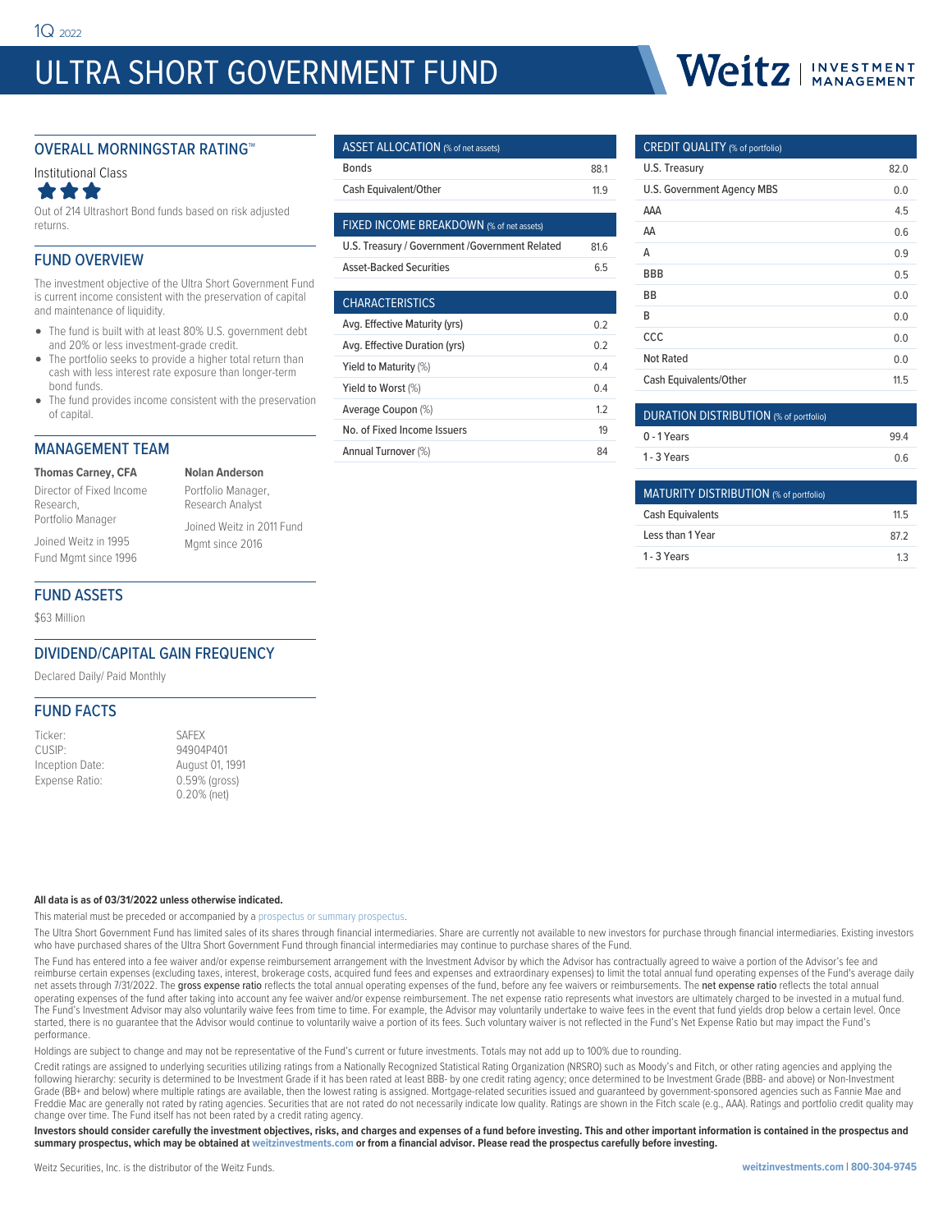1Q 2022

# ULTRA SHORT GOVERNMENT FUND

Weitz | INVESTMENT MANAGEMENT

## OVERALL MORNINGSTAR RATING™

Institutional Class

★★★

Out of 214 Ultrashort Bond funds based on risk adjusted returns.

## FUND OVERVIEW

The investment objective of the Ultra Short Government Fund is current income consistent with the preservation of capital and maintenance of liquidity.

- The fund is built with at least 80% U.S. government debt and 20% or less investment-grade credit.
- The portfolio seeks to provide a higher total return than cash with less interest rate exposure than longer-term bond funds.
- The fund provides income consistent with the preservation of capital.

## MANAGEMENT TEAM

**Thomas Carney, CFA**
Director of Fixed Income Research,
Portfolio Manager
Joined Weitz in 1995
Fund Mgmt since 1996

**Nolan Anderson**
Portfolio Manager,
Research Analyst
Joined Weitz in 2011 Fund Mgmt since 2016

## FUND ASSETS

$63 Million

## DIVIDEND/CAPITAL GAIN FREQUENCY

Declared Daily/ Paid Monthly

## FUND FACTS

| | |
|---|---|
| Ticker: | SAFEX |
| CUSIP: | 94904P401 |
| Inception Date: | August 01, 1991 |
| Expense Ratio: | 0.59% (gross) 0.20% (net) |

## ASSET ALLOCATION (% of net assets)

| | |
|---|---|
| Bonds | 88.1 |
| Cash Equivalent/Other | 11.9 |

## FIXED INCOME BREAKDOWN (% of net assets)

| | |
|---|---|
| U.S. Treasury / Government /Government Related | 81.6 |
| Asset-Backed Securities | 6.5 |

## CHARACTERISTICS

| | |
|---|---|
| Avg. Effective Maturity (yrs) | 0.2 |
| Avg. Effective Duration (yrs) | 0.2 |
| Yield to Maturity (%) | 0.4 |
| Yield to Worst (%) | 0.4 |
| Average Coupon (%) | 1.2 |
| No. of Fixed Income Issuers | 19 |
| Annual Turnover (%) | 84 |

## CREDIT QUALITY (% of portfolio)

| | |
|---|---|
| U.S. Treasury | 82.0 |
| U.S. Government Agency MBS | 0.0 |
| AAA | 4.5 |
| AA | 0.6 |
| A | 0.9 |
| BBB | 0.5 |
| BB | 0.0 |
| B | 0.0 |
| CCC | 0.0 |
| Not Rated | 0.0 |
| Cash Equivalents/Other | 11.5 |

## DURATION DISTRIBUTION (% of portfolio)

| | |
|---|---|
| 0 - 1 Years | 99.4 |
| 1 - 3 Years | 0.6 |

## MATURITY DISTRIBUTION (% of portfolio)

| | |
|---|---|
| Cash Equivalents | 11.5 |
| Less than 1 Year | 87.2 |
| 1 - 3 Years | 1.3 |

**All data is as of 03/31/2022 unless otherwise indicated.**

This material must be preceded or accompanied by a prospectus or summary prospectus.

The Ultra Short Government Fund has limited sales of its shares through financial intermediaries. Share are currently not available to new investors for purchase through financial intermediaries. Existing investors who have purchased shares of the Ultra Short Government Fund through financial intermediaries may continue to purchase shares of the Fund.

The Fund has entered into a fee waiver and/or expense reimbursement arrangement with the Investment Advisor by which the Advisor has contractually agreed to waive a portion of the Advisor's fee and reimburse certain expenses (excluding taxes, interest, brokerage costs, acquired fund fees and expenses and extraordinary expenses) to limit the total annual fund operating expenses of the Fund's average daily net assets through 7/31/2022. The **gross expense ratio** reflects the total annual operating expenses of the fund, before any fee waivers or reimbursements. The **net expense ratio** reflects the total annual operating expenses of the fund after taking into account any fee waiver and/or expense reimbursement. The net expense ratio represents what investors are ultimately charged to be invested in a mutual fund. The Fund's Investment Advisor may also voluntarily waive fees from time to time. For example, the Advisor may voluntarily undertake to waive fees in the event that fund yields drop below a certain level. Once started, there is no guarantee that the Advisor would continue to voluntarily waive a portion of its fees. Such voluntary waiver is not reflected in the Fund's Net Expense Ratio but may impact the Fund's performance.

Holdings are subject to change and may not be representative of the Fund's current or future investments. Totals may not add up to 100% due to rounding.

Credit ratings are assigned to underlying securities utilizing ratings from a Nationally Recognized Statistical Rating Organization (NRSRO) such as Moody's and Fitch, or other rating agencies and applying the following hierarchy: security is determined to be Investment Grade if it has been rated at least BBB- by one credit rating agency; once determined to be Investment Grade (BBB- and above) or Non-Investment Grade (BB+ and below) where multiple ratings are available, then the lowest rating is assigned. Mortgage-related securities issued and guaranteed by government-sponsored agencies such as Fannie Mae and Freddie Mac are generally not rated by rating agencies. Securities that are not rated do not necessarily indicate low quality. Ratings are shown in the Fitch scale (e.g., AAA). Ratings and portfolio credit quality may change over time. The Fund itself has not been rated by a credit rating agency.

**Investors should consider carefully the investment objectives, risks, and charges and expenses of a fund before investing. This and other important information is contained in the prospectus and summary prospectus, which may be obtained at weitzinvestments.com or from a financial advisor. Please read the prospectus carefully before investing.**

Weitz Securities, Inc. is the distributor of the Weitz Funds.

**weitzinvestments.com | 800-304-9745**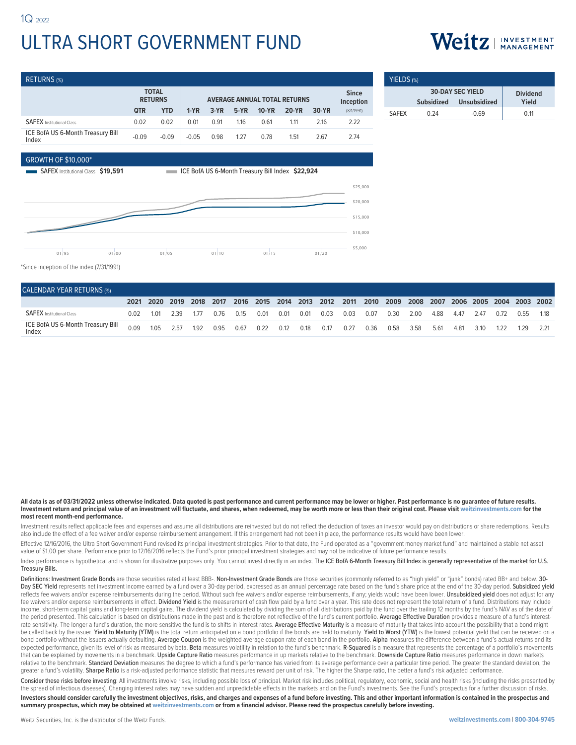1Q 2022

# ULTRA SHORT GOVERNMENT FUND

Weitz | INVESTMENT MANAGEMENT

## RETURNS (%)

| | TOTAL RETURNS | | AVERAGE ANNUAL TOTAL RETURNS | | | | | | Since Inception |
|---|---|---|---|---|---|---|---|---|---|
| | QTR | YTD | 1-YR | 3-YR | 5-YR | 10-YR | 20-YR | 30-YR | (8/1/1991) |
| SAFEX Institutional Class | 0.02 | 0.02 | 0.01 | 0.91 | 1.16 | 0.61 | 1.11 | 2.16 | 2.22 |
| ICE BofA US 6-Month Treasury Bill Index | -0.09 | -0.09 | -0.05 | 0.98 | 1.27 | 0.78 | 1.51 | 2.67 | 2.74 |

## YIELDS (%)

| | 30-DAY SEC YIELD | | Dividend Yield |
|---|---|---|---|
| | Subsidized | Unsubsidized | |
| SAFEX | 0.24 | -0.69 | 0.11 |

## GROWTH OF $10,000*

SAFEX Institutional Class **$19,591**

ICE BofA US 6-Month Treasury Bill Index **$22,924**

$25,000
$20,000
$15,000
$10,000
$5,000

01/95 01/00 01/05 01/10 01/15 01/20

*Since inception of the index (7/31/1991)

## CALENDAR YEAR RETURNS (%)

| | 2021 | 2020 | 2019 | 2018 | 2017 | 2016 | 2015 | 2014 | 2013 | 2012 | 2011 | 2010 | 2009 | 2008 | 2007 | 2006 | 2005 | 2004 | 2003 | 2002 |
|---|---|---|---|---|---|---|---|---|---|---|---|---|---|---|---|---|---|---|---|---|
| SAFEX Institutional Class | 0.02 | 1.01 | 2.39 | 1.77 | 0.76 | 0.15 | 0.01 | 0.01 | 0.01 | 0.03 | 0.03 | 0.07 | 0.30 | 2.00 | 4.88 | 4.47 | 2.47 | 0.72 | 0.55 | 1.18 |
| ICE BofA US 6-Month Treasury Bill Index | 0.09 | 1.05 | 2.57 | 1.92 | 0.95 | 0.67 | 0.22 | 0.12 | 0.18 | 0.17 | 0.27 | 0.36 | 0.58 | 3.58 | 5.61 | 4.81 | 3.10 | 1.22 | 1.29 | 2.21 |

**All data is as of 03/31/2022 unless otherwise indicated. Data quoted is past performance and current performance may be lower or higher. Past performance is no guarantee of future results. Investment return and principal value of an investment will fluctuate, and shares, when redeemed, may be worth more or less than their original cost. Please visit weitzinvestments.com for the most recent month-end performance.**

Investment results reflect applicable fees and expenses and assume all distributions are reinvested but do not reflect the deduction of taxes an investor would pay on distributions or share redemptions. Results also include the effect of a fee waiver and/or expense reimbursement arrangement. If this arrangement had not been in place, the performance results would have been lower.

Effective 12/16/2016, the Ultra Short Government Fund revised its principal investment strategies. Prior to that date, the Fund operated as a "government money market fund" and maintained a stable net asset value of $1.00 per share. Performance prior to 12/16/2016 reflects the Fund's prior principal investment strategies and may not be indicative of future performance results.

Index performance is hypothetical and is shown for illustrative purposes only. You cannot invest directly in an index. The **ICE BofA 6-Month Treasury Bill Index is generally representative of the market for U.S. Treasury Bills.**

Definitions: **Investment Grade Bonds** are those securities rated at least BBB-. **Non-Investment Grade Bonds** are those securities (commonly referred to as "high yield" or "junk" bonds) rated BB+ and below. **30-Day SEC Yield** represents net investment income earned by a fund over a 30-day period, expressed as an annual percentage rate based on the fund's share price at the end of the 30-day period. **Subsidized yield** reflects fee waivers and/or expense reimbursements during the period. Without such fee waivers and/or expense reimbursements, if any; yields would have been lower. **Unsubsidized yield** does not adjust for any fee waivers and/or expense reimbursements in effect. **Dividend Yield** is the measurement of cash flow paid by a fund over a year. This rate does not represent the total return of a fund. Distributions may include income, short-term capital gains and long-term capital gains. The dividend yield is calculated by dividing the sum of all distributions paid by the fund over the trailing 12 months by the fund's NAV as of the date of the period presented. This calculation is based on distributions made in the past and is therefore not reflective of the fund's current portfolio. **Average Effective Duration** provides a measure of a fund's interest-rate sensitivity. The longer a fund's duration, the more sensitive the fund is to shifts in interest rates. **Average Effective Maturity** is a measure of maturity that takes into account the possibility that a bond might be called back by the issuer. **Yield to Maturity (YTM)** is the total return anticipated on a bond portfolio if the bonds are held to maturity. **Yield to Worst (YTW)** is the lowest potential yield that can be received on a bond portfolio without the issuers actually defaulting. **Average Coupon** is the weighted average coupon rate of each bond in the portfolio. **Alpha** measures the difference between a fund's actual returns and its expected performance, given its level of risk as measured by beta. **Beta** measures volatility in relation to the fund's benchmark. **R-Squared** is a measure that represents the percentage of a portfolio's movements that can be explained by movements in a benchmark. **Upside Capture Ratio** measures performance in up markets relative to the benchmark. **Downside Capture Ratio** measures performance in down markets relative to the benchmark. **Standard Deviation** measures the degree to which a fund's performance has varied from its average performance over a particular time period. The greater the standard deviation, the greater a fund's volatility. **Sharpe Ratio** is a risk-adjusted performance statistic that measures reward per unit of risk. The higher the Sharpe ratio, the better a fund's risk adjusted performance.

**Consider these risks before investing**: All investments involve risks, including possible loss of principal. Market risk includes political, regulatory, economic, social and health risks (including the risks presented by the spread of infectious diseases). Changing interest rates may have sudden and unpredictable effects in the markets and on the Fund's investments. See the Fund's prospectus for a further discussion of risks.

**Investors should consider carefully the investment objectives, risks, and charges and expenses of a fund before investing. This and other important information is contained in the prospectus and summary prospectus, which may be obtained at weitzinvestments.com or from a financial advisor. Please read the prospectus carefully before investing.**

Weitz Securities, Inc. is the distributor of the Weitz Funds.

weitzinvestments.com | 800-304-9745